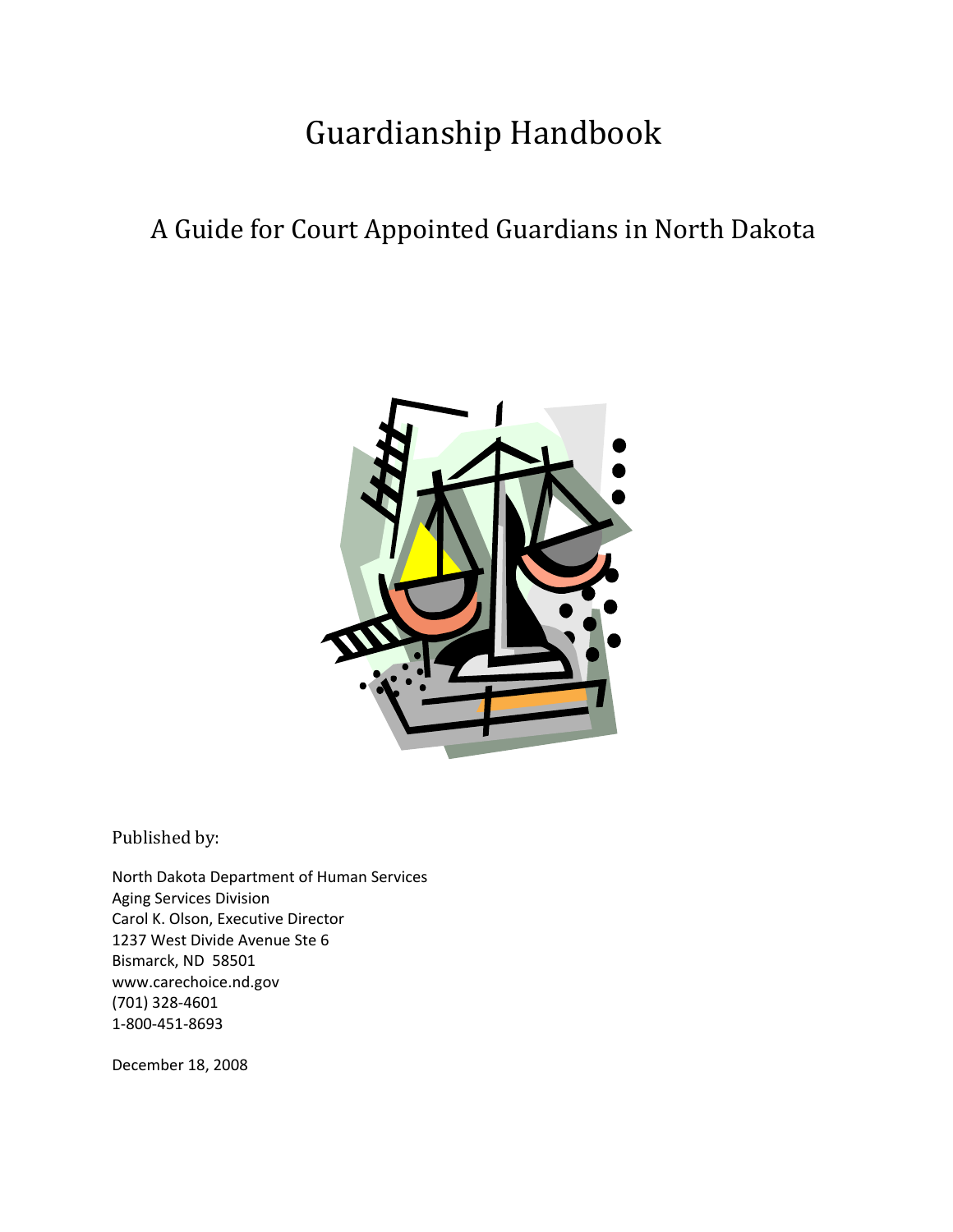# Guardianship Handbook

## A Guide for Court Appointed Guardians in North Dakota

Published by:

North Dakota Department of Human Services
Aging Services Division
Carol K. Olson, Executive Director
1237 West Divide Avenue Ste 6
Bismarck, ND 58501
www.carechoice.nd.gov
(701) 328-4601
1-800-451-8693

December 18, 2008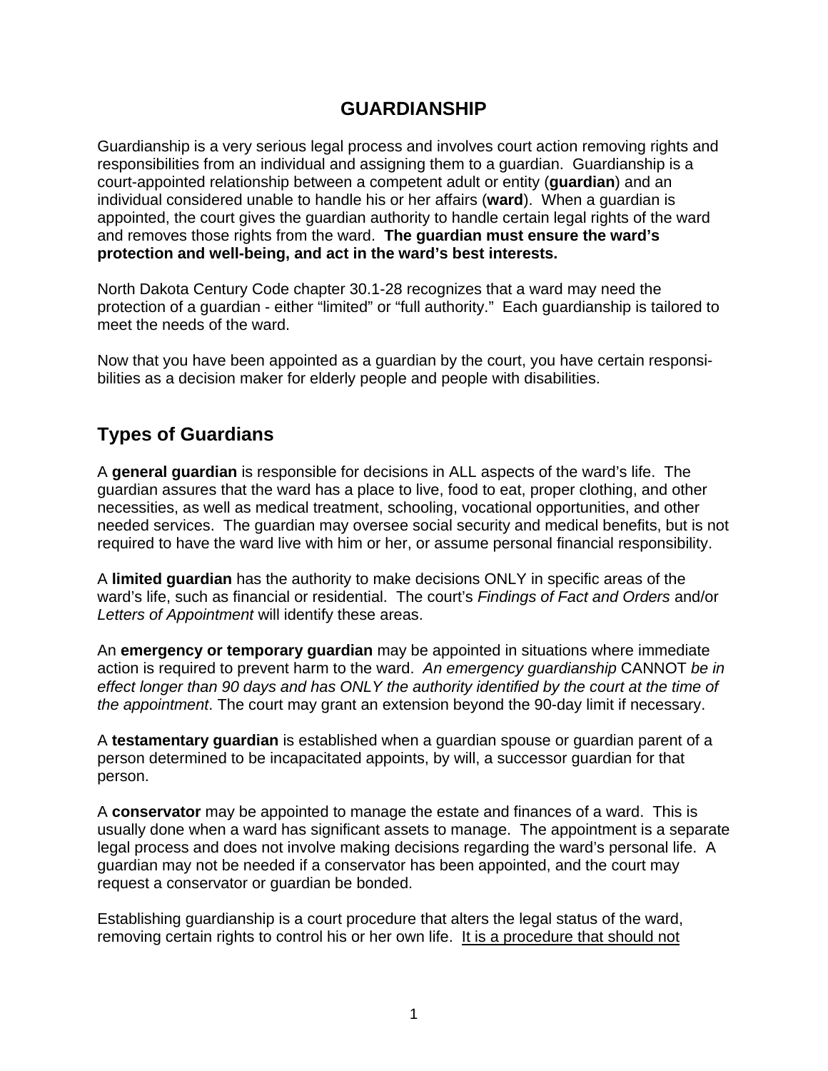# GUARDIANSHIP

Guardianship is a very serious legal process and involves court action removing rights and responsibilities from an individual and assigning them to a guardian. Guardianship is a court-appointed relationship between a competent adult or entity (**guardian**) and an individual considered unable to handle his or her affairs (**ward**). When a guardian is appointed, the court gives the guardian authority to handle certain legal rights of the ward and removes those rights from the ward. **The guardian must ensure the ward's protection and well-being, and act in the ward's best interests.**

North Dakota Century Code chapter 30.1-28 recognizes that a ward may need the protection of a guardian - either "limited" or "full authority." Each guardianship is tailored to meet the needs of the ward.

Now that you have been appointed as a guardian by the court, you have certain responsibilities as a decision maker for elderly people and people with disabilities.

## Types of Guardians

A **general guardian** is responsible for decisions in ALL aspects of the ward's life. The guardian assures that the ward has a place to live, food to eat, proper clothing, and other necessities, as well as medical treatment, schooling, vocational opportunities, and other needed services. The guardian may oversee social security and medical benefits, but is not required to have the ward live with him or her, or assume personal financial responsibility.

A **limited guardian** has the authority to make decisions ONLY in specific areas of the ward's life, such as financial or residential. The court's *Findings of Fact and Orders* and/or *Letters of Appointment* will identify these areas.

An **emergency or temporary guardian** may be appointed in situations where immediate action is required to prevent harm to the ward. *An emergency guardianship* CANNOT *be in effect longer than 90 days and has ONLY the authority identified by the court at the time of the appointment*. The court may grant an extension beyond the 90-day limit if necessary.

A **testamentary guardian** is established when a guardian spouse or guardian parent of a person determined to be incapacitated appoints, by will, a successor guardian for that person.

A **conservator** may be appointed to manage the estate and finances of a ward. This is usually done when a ward has significant assets to manage. The appointment is a separate legal process and does not involve making decisions regarding the ward's personal life. A guardian may not be needed if a conservator has been appointed, and the court may request a conservator or guardian be bonded.

Establishing guardianship is a court procedure that alters the legal status of the ward, removing certain rights to control his or her own life. <u>It is a procedure that should not</u>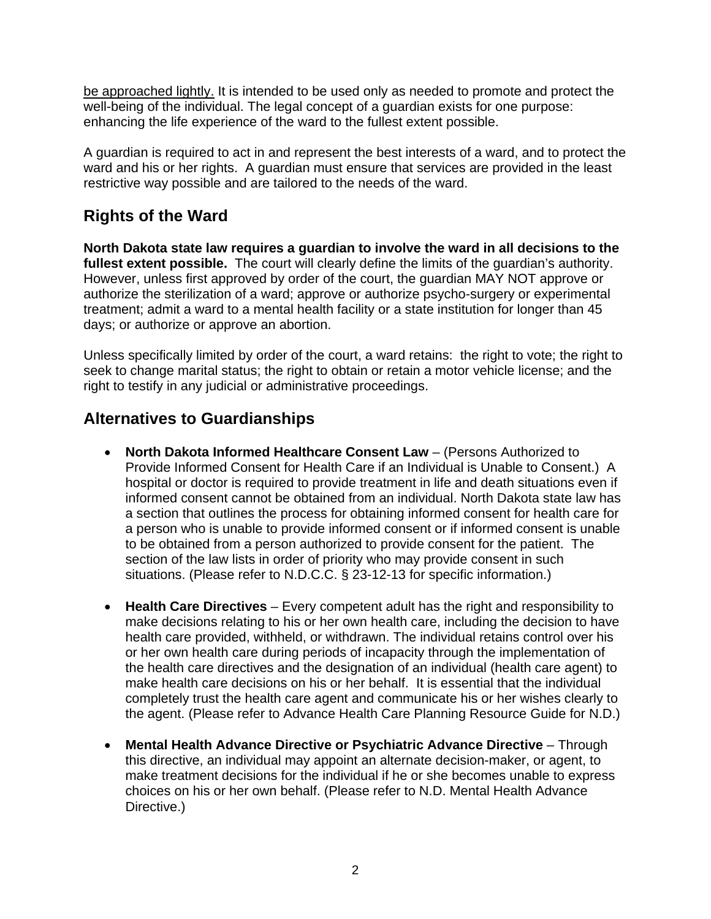be approached lightly. It is intended to be used only as needed to promote and protect the well-being of the individual. The legal concept of a guardian exists for one purpose: enhancing the life experience of the ward to the fullest extent possible.

A guardian is required to act in and represent the best interests of a ward, and to protect the ward and his or her rights. A guardian must ensure that services are provided in the least restrictive way possible and are tailored to the needs of the ward.

## Rights of the Ward

**North Dakota state law requires a guardian to involve the ward in all decisions to the fullest extent possible.** The court will clearly define the limits of the guardian's authority. However, unless first approved by order of the court, the guardian MAY NOT approve or authorize the sterilization of a ward; approve or authorize psycho-surgery or experimental treatment; admit a ward to a mental health facility or a state institution for longer than 45 days; or authorize or approve an abortion.

Unless specifically limited by order of the court, a ward retains: the right to vote; the right to seek to change marital status; the right to obtain or retain a motor vehicle license; and the right to testify in any judicial or administrative proceedings.

## Alternatives to Guardianships

- **North Dakota Informed Healthcare Consent Law** – (Persons Authorized to Provide Informed Consent for Health Care if an Individual is Unable to Consent.) A hospital or doctor is required to provide treatment in life and death situations even if informed consent cannot be obtained from an individual. North Dakota state law has a section that outlines the process for obtaining informed consent for health care for a person who is unable to provide informed consent or if informed consent is unable to be obtained from a person authorized to provide consent for the patient. The section of the law lists in order of priority who may provide consent in such situations. (Please refer to N.D.C.C. § 23-12-13 for specific information.)

- **Health Care Directives** – Every competent adult has the right and responsibility to make decisions relating to his or her own health care, including the decision to have health care provided, withheld, or withdrawn. The individual retains control over his or her own health care during periods of incapacity through the implementation of the health care directives and the designation of an individual (health care agent) to make health care decisions on his or her behalf. It is essential that the individual completely trust the health care agent and communicate his or her wishes clearly to the agent. (Please refer to Advance Health Care Planning Resource Guide for N.D.)

- **Mental Health Advance Directive or Psychiatric Advance Directive** – Through this directive, an individual may appoint an alternate decision-maker, or agent, to make treatment decisions for the individual if he or she becomes unable to express choices on his or her own behalf. (Please refer to N.D. Mental Health Advance Directive.)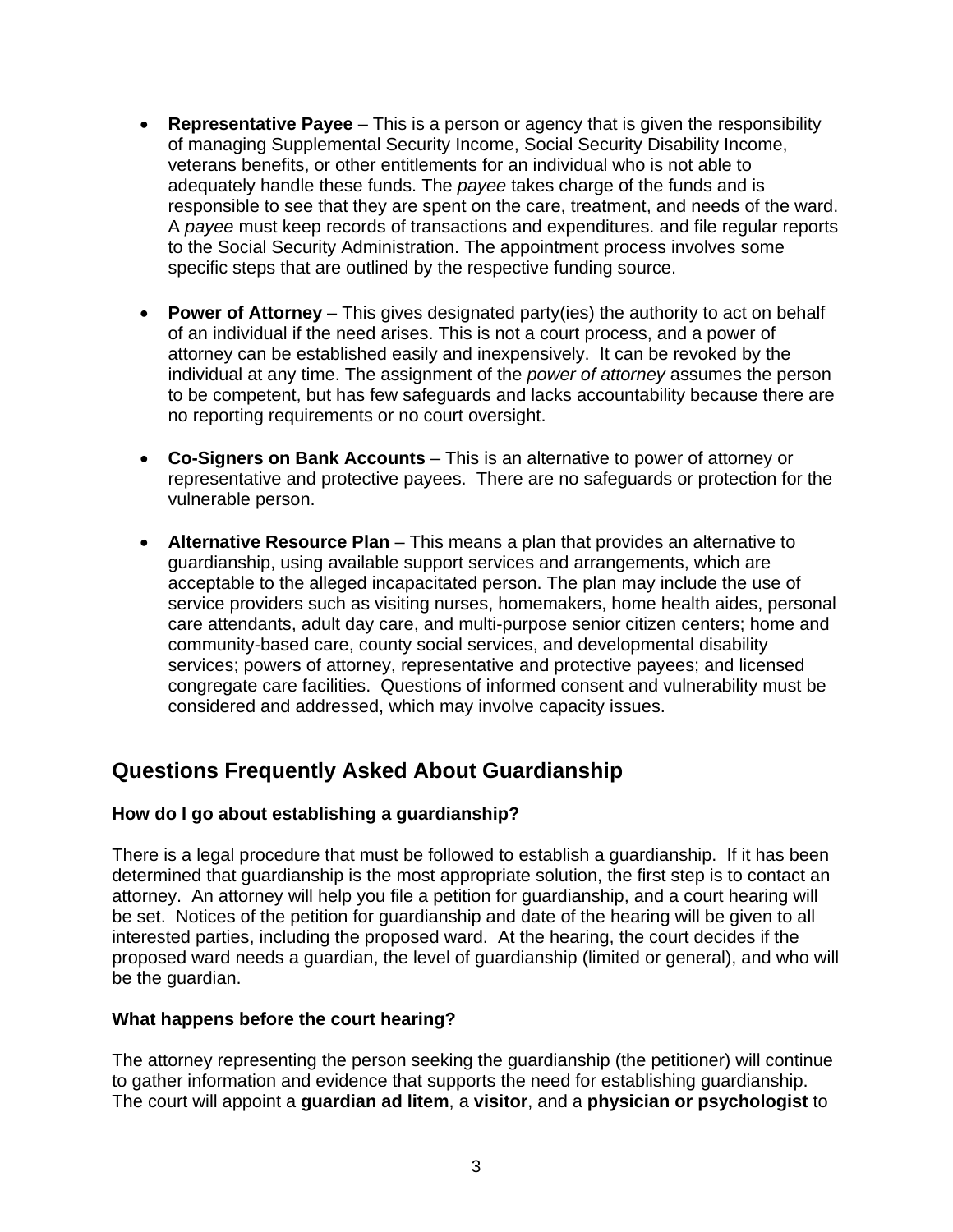- **Representative Payee** – This is a person or agency that is given the responsibility of managing Supplemental Security Income, Social Security Disability Income, veterans benefits, or other entitlements for an individual who is not able to adequately handle these funds. The *payee* takes charge of the funds and is responsible to see that they are spent on the care, treatment, and needs of the ward. A *payee* must keep records of transactions and expenditures. and file regular reports to the Social Security Administration. The appointment process involves some specific steps that are outlined by the respective funding source.

- **Power of Attorney** – This gives designated party(ies) the authority to act on behalf of an individual if the need arises. This is not a court process, and a power of attorney can be established easily and inexpensively. It can be revoked by the individual at any time. The assignment of the *power of attorney* assumes the person to be competent, but has few safeguards and lacks accountability because there are no reporting requirements or no court oversight.

- **Co-Signers on Bank Accounts** – This is an alternative to power of attorney or representative and protective payees. There are no safeguards or protection for the vulnerable person.

- **Alternative Resource Plan** – This means a plan that provides an alternative to guardianship, using available support services and arrangements, which are acceptable to the alleged incapacitated person. The plan may include the use of service providers such as visiting nurses, homemakers, home health aides, personal care attendants, adult day care, and multi-purpose senior citizen centers; home and community-based care, county social services, and developmental disability services; powers of attorney, representative and protective payees; and licensed congregate care facilities. Questions of informed consent and vulnerability must be considered and addressed, which may involve capacity issues.

## Questions Frequently Asked About Guardianship

### How do I go about establishing a guardianship?

There is a legal procedure that must be followed to establish a guardianship. If it has been determined that guardianship is the most appropriate solution, the first step is to contact an attorney. An attorney will help you file a petition for guardianship, and a court hearing will be set. Notices of the petition for guardianship and date of the hearing will be given to all interested parties, including the proposed ward. At the hearing, the court decides if the proposed ward needs a guardian, the level of guardianship (limited or general), and who will be the guardian.

### What happens before the court hearing?

The attorney representing the person seeking the guardianship (the petitioner) will continue to gather information and evidence that supports the need for establishing guardianship. The court will appoint a **guardian ad litem**, a **visitor**, and a **physician or psychologist** to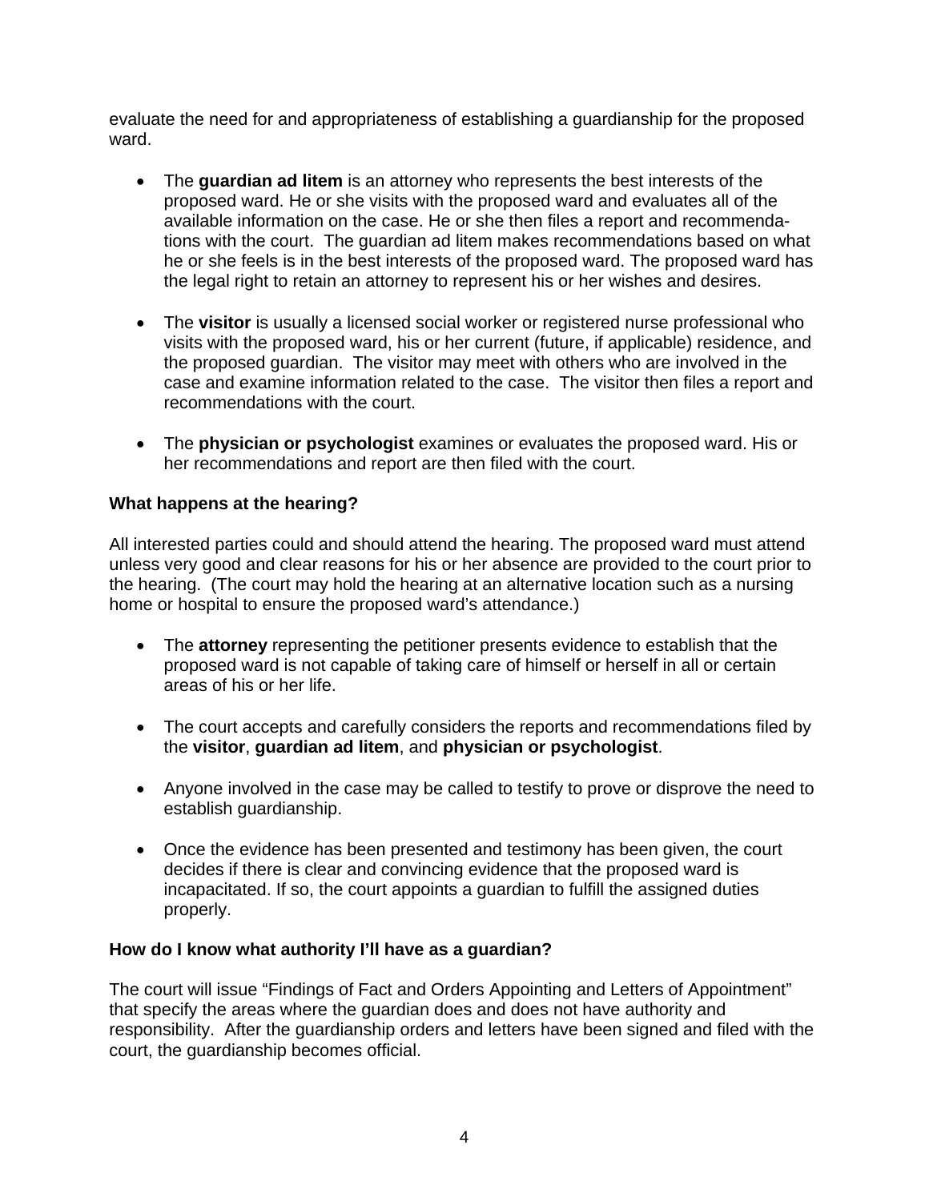evaluate the need for and appropriateness of establishing a guardianship for the proposed ward.

- The **guardian ad litem** is an attorney who represents the best interests of the proposed ward. He or she visits with the proposed ward and evaluates all of the available information on the case. He or she then files a report and recommendations with the court. The guardian ad litem makes recommendations based on what he or she feels is in the best interests of the proposed ward. The proposed ward has the legal right to retain an attorney to represent his or her wishes and desires.

- The **visitor** is usually a licensed social worker or registered nurse professional who visits with the proposed ward, his or her current (future, if applicable) residence, and the proposed guardian. The visitor may meet with others who are involved in the case and examine information related to the case. The visitor then files a report and recommendations with the court.

- The **physician or psychologist** examines or evaluates the proposed ward. His or her recommendations and report are then filed with the court.

**What happens at the hearing?**

All interested parties could and should attend the hearing. The proposed ward must attend unless very good and clear reasons for his or her absence are provided to the court prior to the hearing. (The court may hold the hearing at an alternative location such as a nursing home or hospital to ensure the proposed ward's attendance.)

- The **attorney** representing the petitioner presents evidence to establish that the proposed ward is not capable of taking care of himself or herself in all or certain areas of his or her life.

- The court accepts and carefully considers the reports and recommendations filed by the **visitor**, **guardian ad litem**, and **physician or psychologist**.

- Anyone involved in the case may be called to testify to prove or disprove the need to establish guardianship.

- Once the evidence has been presented and testimony has been given, the court decides if there is clear and convincing evidence that the proposed ward is incapacitated. If so, the court appoints a guardian to fulfill the assigned duties properly.

**How do I know what authority I'll have as a guardian?**

The court will issue "Findings of Fact and Orders Appointing and Letters of Appointment" that specify the areas where the guardian does and does not have authority and responsibility. After the guardianship orders and letters have been signed and filed with the court, the guardianship becomes official.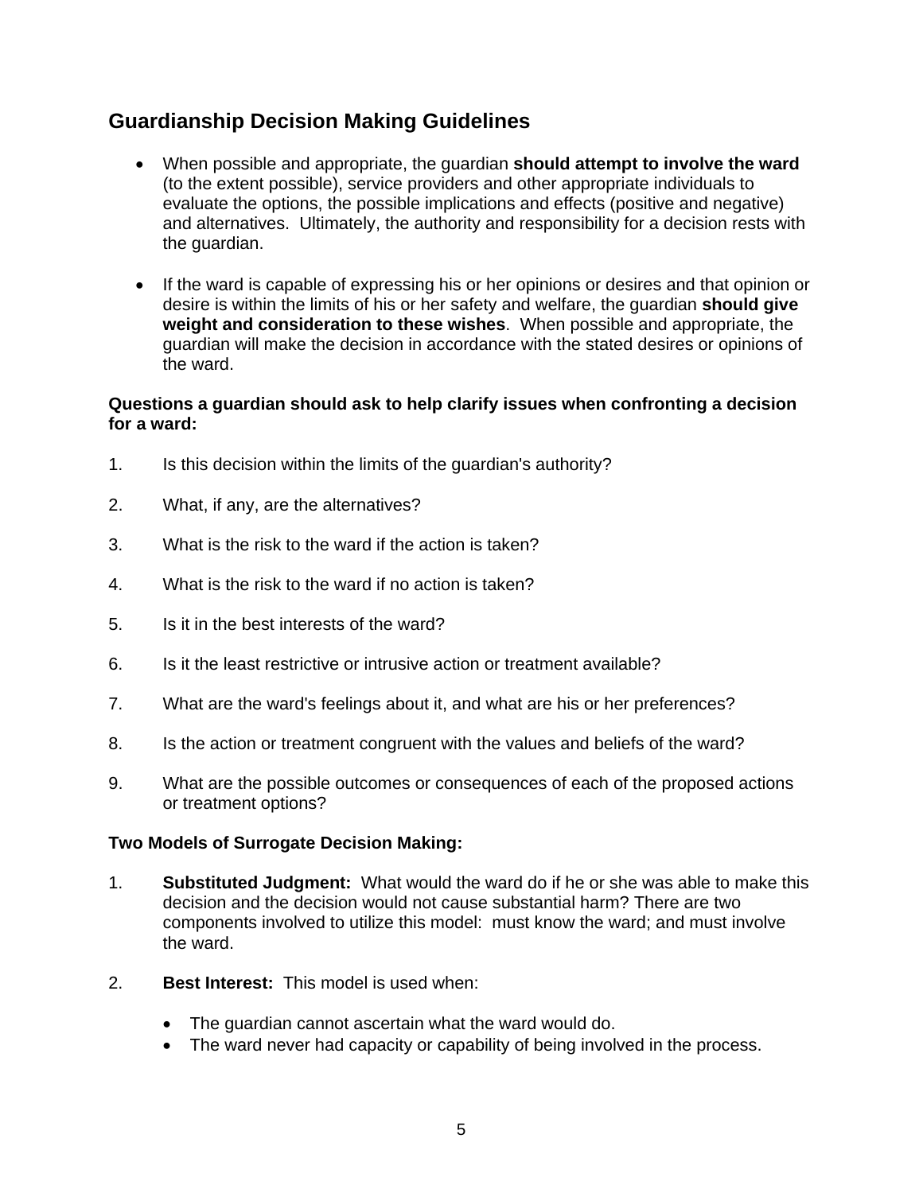## Guardianship Decision Making Guidelines

- When possible and appropriate, the guardian **should attempt to involve the ward** (to the extent possible), service providers and other appropriate individuals to evaluate the options, the possible implications and effects (positive and negative) and alternatives. Ultimately, the authority and responsibility for a decision rests with the guardian.

- If the ward is capable of expressing his or her opinions or desires and that opinion or desire is within the limits of his or her safety and welfare, the guardian **should give weight and consideration to these wishes**. When possible and appropriate, the guardian will make the decision in accordance with the stated desires or opinions of the ward.

**Questions a guardian should ask to help clarify issues when confronting a decision for a ward:**

1. Is this decision within the limits of the guardian's authority?
2. What, if any, are the alternatives?
3. What is the risk to the ward if the action is taken?
4. What is the risk to the ward if no action is taken?
5. Is it in the best interests of the ward?
6. Is it the least restrictive or intrusive action or treatment available?
7. What are the ward's feelings about it, and what are his or her preferences?
8. Is the action or treatment congruent with the values and beliefs of the ward?
9. What are the possible outcomes or consequences of each of the proposed actions or treatment options?

**Two Models of Surrogate Decision Making:**

1. **Substituted Judgment:** What would the ward do if he or she was able to make this decision and the decision would not cause substantial harm? There are two components involved to utilize this model: must know the ward; and must involve the ward.

2. **Best Interest:** This model is used when:
   - The guardian cannot ascertain what the ward would do.
   - The ward never had capacity or capability of being involved in the process.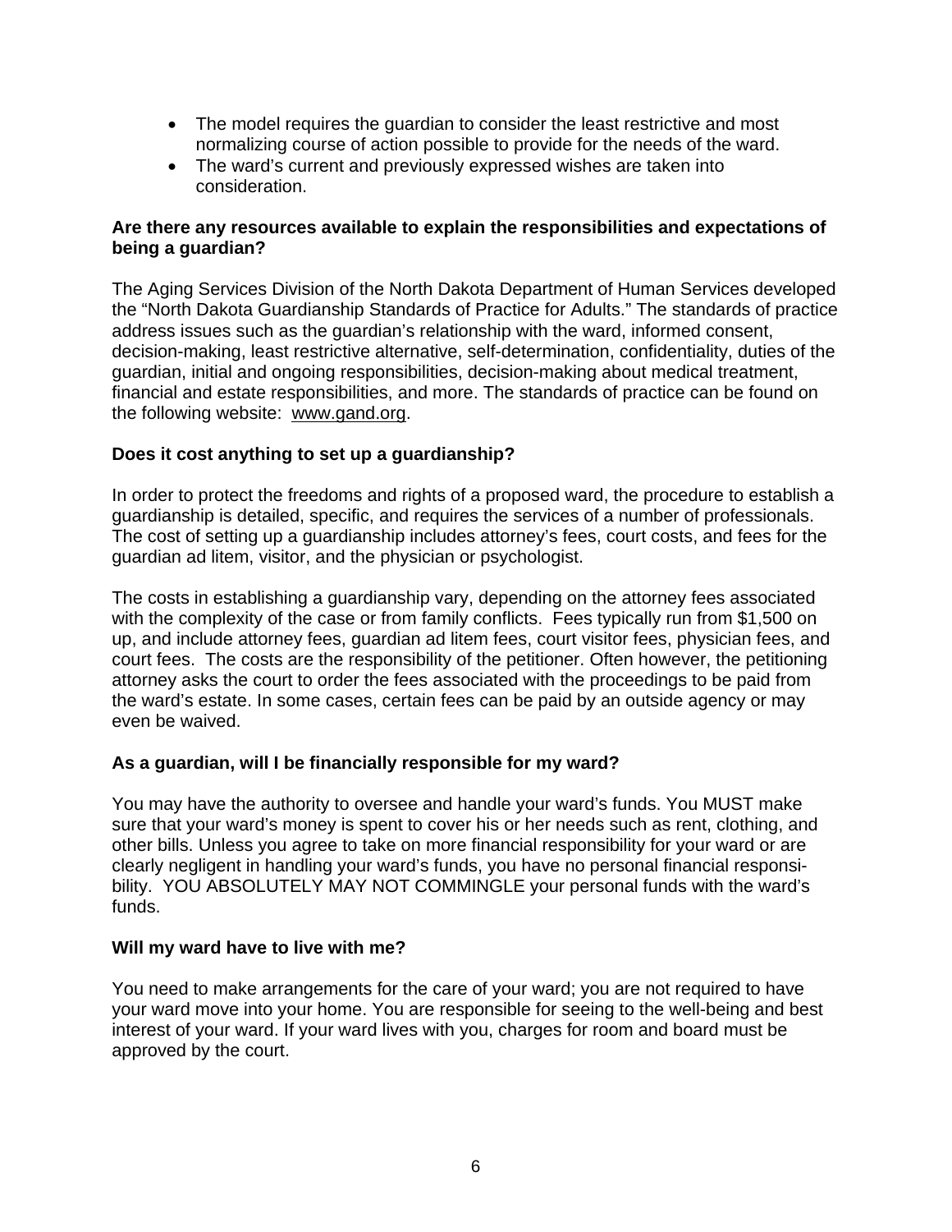- The model requires the guardian to consider the least restrictive and most normalizing course of action possible to provide for the needs of the ward.
- The ward's current and previously expressed wishes are taken into consideration.

**Are there any resources available to explain the responsibilities and expectations of being a guardian?**

The Aging Services Division of the North Dakota Department of Human Services developed the "North Dakota Guardianship Standards of Practice for Adults." The standards of practice address issues such as the guardian's relationship with the ward, informed consent, decision-making, least restrictive alternative, self-determination, confidentiality, duties of the guardian, initial and ongoing responsibilities, decision-making about medical treatment, financial and estate responsibilities, and more. The standards of practice can be found on the following website: www.gand.org.

**Does it cost anything to set up a guardianship?**

In order to protect the freedoms and rights of a proposed ward, the procedure to establish a guardianship is detailed, specific, and requires the services of a number of professionals. The cost of setting up a guardianship includes attorney's fees, court costs, and fees for the guardian ad litem, visitor, and the physician or psychologist.

The costs in establishing a guardianship vary, depending on the attorney fees associated with the complexity of the case or from family conflicts. Fees typically run from $1,500 on up, and include attorney fees, guardian ad litem fees, court visitor fees, physician fees, and court fees. The costs are the responsibility of the petitioner. Often however, the petitioning attorney asks the court to order the fees associated with the proceedings to be paid from the ward's estate. In some cases, certain fees can be paid by an outside agency or may even be waived.

**As a guardian, will I be financially responsible for my ward?**

You may have the authority to oversee and handle your ward's funds. You MUST make sure that your ward's money is spent to cover his or her needs such as rent, clothing, and other bills. Unless you agree to take on more financial responsibility for your ward or are clearly negligent in handling your ward's funds, you have no personal financial responsibility. YOU ABSOLUTELY MAY NOT COMMINGLE your personal funds with the ward's funds.

**Will my ward have to live with me?**

You need to make arrangements for the care of your ward; you are not required to have your ward move into your home. You are responsible for seeing to the well-being and best interest of your ward. If your ward lives with you, charges for room and board must be approved by the court.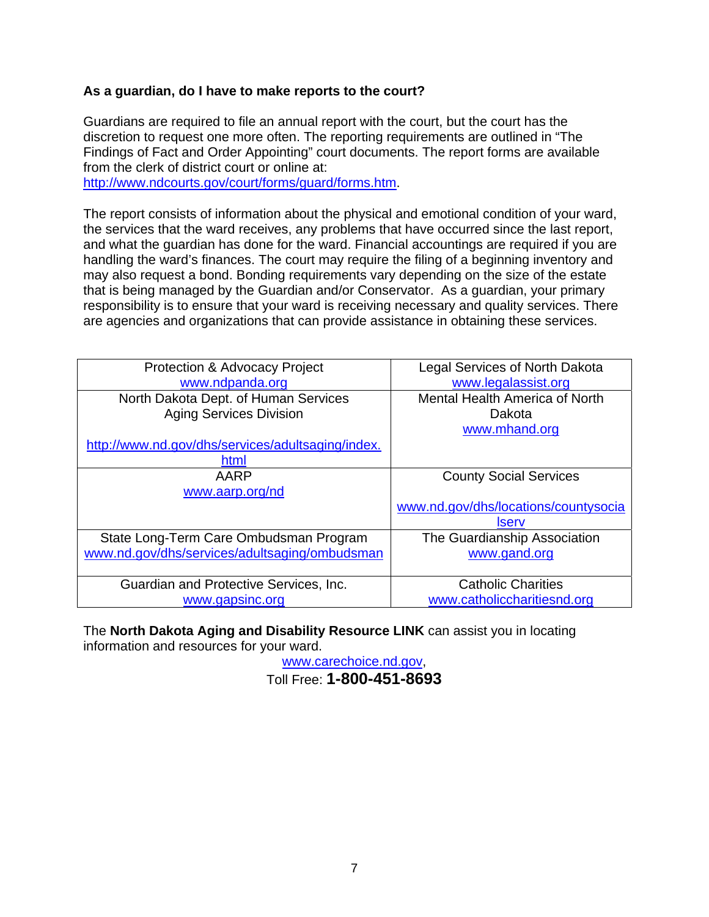**As a guardian, do I have to make reports to the court?**

Guardians are required to file an annual report with the court, but the court has the discretion to request one more often. The reporting requirements are outlined in "The Findings of Fact and Order Appointing" court documents. The report forms are available from the clerk of district court or online at: http://www.ndcourts.gov/court/forms/guard/forms.htm.

The report consists of information about the physical and emotional condition of your ward, the services that the ward receives, any problems that have occurred since the last report, and what the guardian has done for the ward. Financial accountings are required if you are handling the ward's finances. The court may require the filing of a beginning inventory and may also request a bond. Bonding requirements vary depending on the size of the estate that is being managed by the Guardian and/or Conservator. As a guardian, your primary responsibility is to ensure that your ward is receiving necessary and quality services. There are agencies and organizations that can provide assistance in obtaining these services.

| | |
|---|---|
| Protection & Advocacy Project<br>www.ndpanda.org | Legal Services of North Dakota<br>www.legalassist.org |
| North Dakota Dept. of Human Services<br>Aging Services Division<br>http://www.nd.gov/dhs/services/adultsaging/index.html | Mental Health America of North Dakota<br>www.mhand.org |
| AARP<br>www.aarp.org/nd | County Social Services<br>www.nd.gov/dhs/locations/countysocialserv |
| State Long-Term Care Ombudsman Program<br>www.nd.gov/dhs/services/adultsaging/ombudsman | The Guardianship Association<br>www.gand.org |
| Guardian and Protective Services, Inc.<br>www.gapsinc.org | Catholic Charities<br>www.catholiccharitiesnd.org |

The **North Dakota Aging and Disability Resource LINK** can assist you in locating information and resources for your ward.

www.carechoice.nd.gov,
Toll Free: **1-800-451-8693**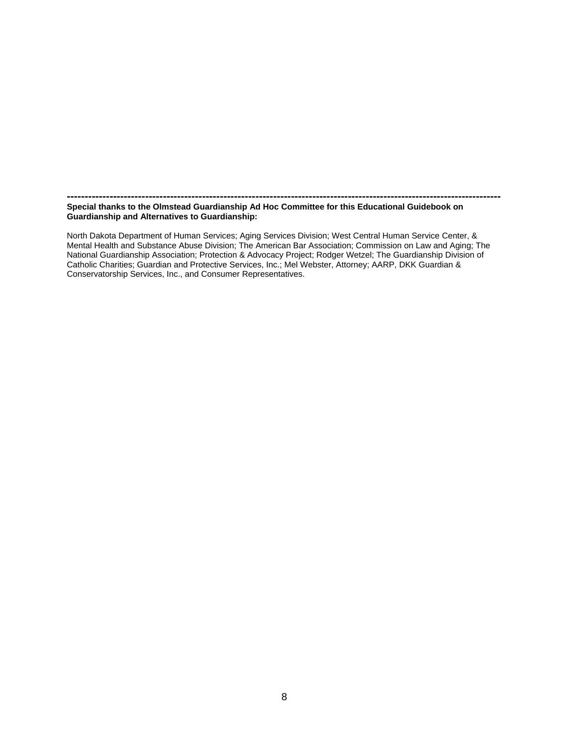---

**Special thanks to the Olmstead Guardianship Ad Hoc Committee for this Educational Guidebook on Guardianship and Alternatives to Guardianship:**

North Dakota Department of Human Services; Aging Services Division; West Central Human Service Center, & Mental Health and Substance Abuse Division; The American Bar Association; Commission on Law and Aging; The National Guardianship Association; Protection & Advocacy Project; Rodger Wetzel; The Guardianship Division of Catholic Charities; Guardian and Protective Services, Inc.; Mel Webster, Attorney; AARP, DKK Guardian & Conservatorship Services, Inc., and Consumer Representatives.